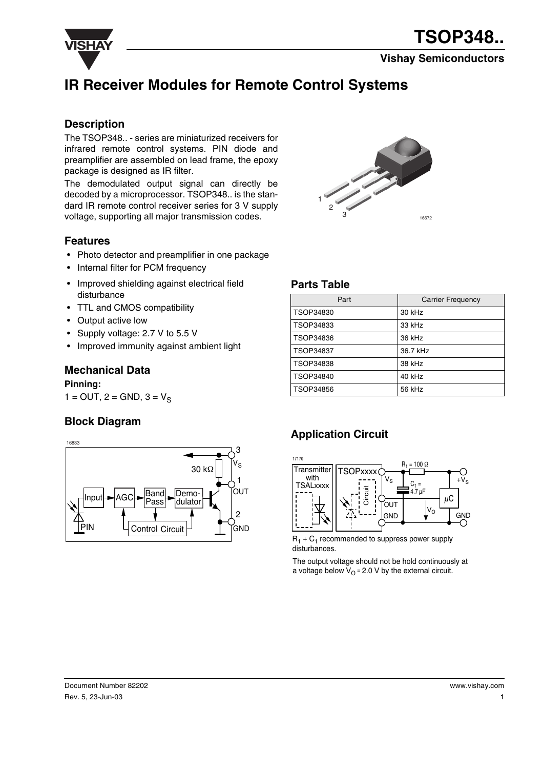# IR Receiver Modules for Remote Control Systems

## Description

The TSOP348.. - series are miniaturized receivers for infrared remote control systems. PIN diode and preamplifier are assembled on lead frame, the epoxy package is designed as IR filter.

The demodulated output signal can directly be decoded by a microprocessor. TSOP348.. is the standard IR remote control receiver series for 3 V supply voltage, supporting all major transmission codes.

1
2
3
16672

## Features

- Photo detector and preamplifier in one package
- Internal filter for PCM frequency
- Improved shielding against electrical field disturbance
- TTL and CMOS compatibility
- Output active low
- Supply voltage: 2.7 V to 5.5 V
- Improved immunity against ambient light

## Mechanical Data

**Pinning:**

1 = OUT, 2 = GND, 3 = $V_S$

## Parts Table

| Part | Carrier Frequency |
|---|---|
| TSOP34830 | 30 kHz |
| TSOP34833 | 33 kHz |
| TSOP34836 | 36 kHz |
| TSOP34837 | 36.7 kHz |
| TSOP34838 | 38 kHz |
| TSOP34840 | 40 kHz |
| TSOP34856 | 56 kHz |

## Block Diagram

16833
3
$V_S$
30 kΩ
1
OUT
Input
AGC
Band Pass
Demo-dulator
2
GND
PIN
Control Circuit

## Application Circuit

17170
Transmitter with TSALxxxx
TSOPxxxx
Circuit
$V_S$
OUT
GND
$R_1$ = 100 Ω
$C_1$ = 4.7 µF
$+V_S$
µC
$V_O$
GND

$R_1$ + $C_1$ recommended to suppress power supply disturbances.

The output voltage should not be hold continuously at a voltage below $V_O$ = 2.0 V by the external circuit.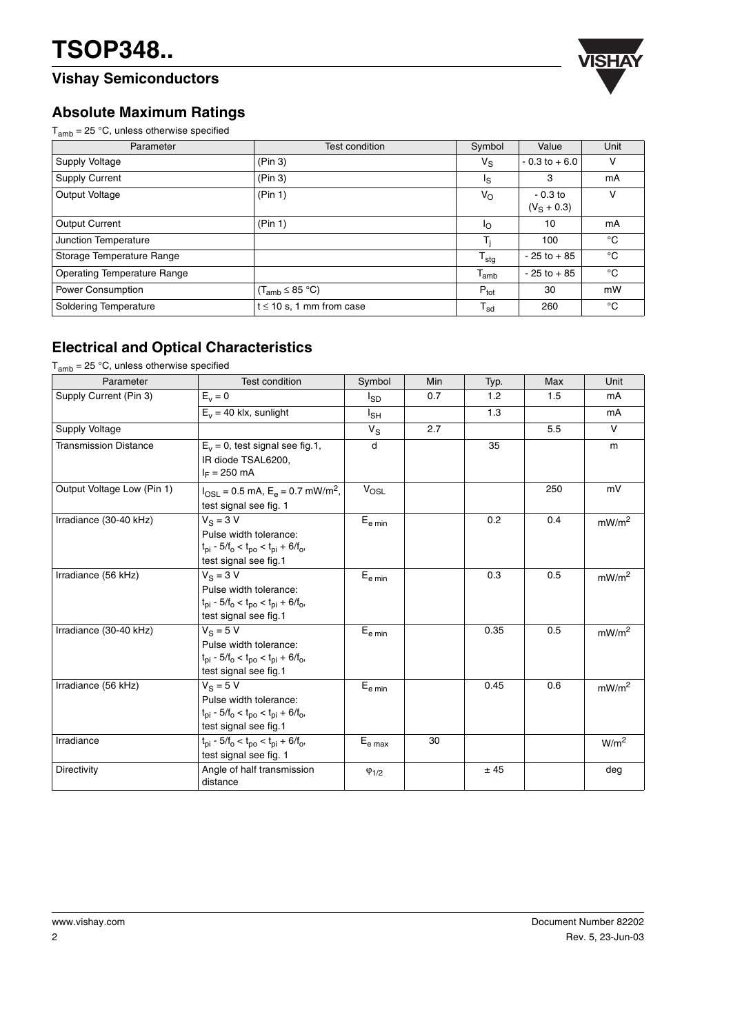## Absolute Maximum Ratings

$T_{amb}$ = 25 °C, unless otherwise specified

| Parameter | Test condition | Symbol | Value | Unit |
|---|---|---|---|---|
| Supply Voltage | (Pin 3) | $V_S$ | - 0.3 to + 6.0 | V |
| Supply Current | (Pin 3) | $I_S$ | 3 | mA |
| Output Voltage | (Pin 1) | $V_O$ | - 0.3 to ($V_S$ + 0.3) | V |
| Output Current | (Pin 1) | $I_O$ | 10 | mA |
| Junction Temperature | | $T_j$ | 100 | °C |
| Storage Temperature Range | | $T_{stg}$ | - 25 to + 85 | °C |
| Operating Temperature Range | | $T_{amb}$ | - 25 to + 85 | °C |
| Power Consumption | ($T_{amb} \leq 85$ °C) | $P_{tot}$ | 30 | mW |
| Soldering Temperature | $t \leq 10$ s, 1 mm from case | $T_{sd}$ | 260 | °C |

## Electrical and Optical Characteristics

$T_{amb}$ = 25 °C, unless otherwise specified

| Parameter | Test condition | Symbol | Min | Typ. | Max | Unit |
|---|---|---|---|---|---|---|
| Supply Current (Pin 3) | $E_v = 0$ | $I_{SD}$ | 0.7 | 1.2 | 1.5 | mA |
| | $E_v$ = 40 klx, sunlight | $I_{SH}$ | | 1.3 | | mA |
| Supply Voltage | | $V_S$ | 2.7 | | 5.5 | V |
| Transmission Distance | $E_v$ = 0, test signal see fig.1, IR diode TSAL6200, $I_F$ = 250 mA | d | | 35 | | m |
| Output Voltage Low (Pin 1) | $I_{OSL}$ = 0.5 mA, $E_e$ = 0.7 mW/m$^2$, test signal see fig. 1 | $V_{OSL}$ | | | 250 | mV |
| Irradiance (30-40 kHz) | $V_S$ = 3 V Pulse width tolerance: $t_{pi} - 5/f_o < t_{po} < t_{pi} + 6/f_o$, test signal see fig.1 | $E_{e\ min}$ | | 0.2 | 0.4 | mW/m$^2$ |
| Irradiance (56 kHz) | $V_S$ = 3 V Pulse width tolerance: $t_{pi} - 5/f_o < t_{po} < t_{pi} + 6/f_o$, test signal see fig.1 | $E_{e\ min}$ | | 0.3 | 0.5 | mW/m$^2$ |
| Irradiance (30-40 kHz) | $V_S$ = 5 V Pulse width tolerance: $t_{pi} - 5/f_o < t_{po} < t_{pi} + 6/f_o$, test signal see fig.1 | $E_{e\ min}$ | | 0.35 | 0.5 | mW/m$^2$ |
| Irradiance (56 kHz) | $V_S$ = 5 V Pulse width tolerance: $t_{pi} - 5/f_o < t_{po} < t_{pi} + 6/f_o$, test signal see fig.1 | $E_{e\ min}$ | | 0.45 | 0.6 | mW/m$^2$ |
| Irradiance | $t_{pi} - 5/f_o < t_{po} < t_{pi} + 6/f_o$, test signal see fig. 1 | $E_{e\ max}$ | 30 | | | W/m$^2$ |
| Directivity | Angle of half transmission distance | $\varphi_{1/2}$ | | ± 45 | | deg |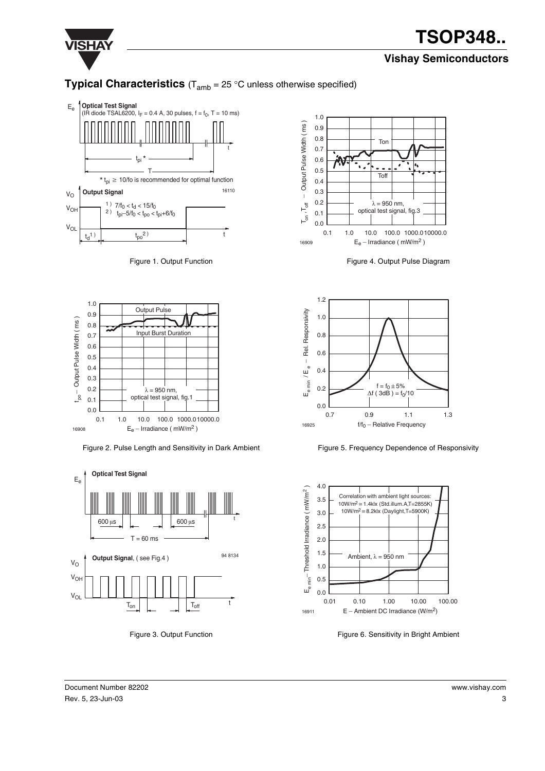## Typical Characteristics ($T_{amb}$ = 25 °C unless otherwise specified)

$E_e$
Optical Test Signal
(IR diode TSAL6200, $I_F$ = 0.4 A, 30 pulses, f = $f_0$, T = 10 ms)
$t_{pi}$ *
T
t
* $t_{pi} \geq$ 10/fo is recommended for optimal function
16110
$V_O$
Output Signal
$V_{OH}$
$V_{OL}$
1) $7/f_0 < t_d < 15/f_0$
2) $t_{pi}-5/f_0 < t_{po} < t_{pi}+6/f_0$
$t_d$ 1)
$t_{po}$ 2)
t

Figure 1. Output Function

1.0
0.9
0.8
0.7
0.6
0.5
0.4
0.3
0.2
0.1
0.0
$T_{on}$ , $T_{off}$ – Output Pulse Width ( ms )
Ton
Toff
λ = 950 nm,
optical test signal, fig.3
0.1 1.0 10.0 100.0 1000.0 10000.0
$E_e$ – Irradiance ( mW/m$^2$ )
16909

Figure 4. Output Pulse Diagram

1.0
0.9
0.8
0.7
0.6
0.5
0.4
0.3
0.2
0.1
0.0
$t_{po}$ – Output Pulse Width ( ms )
Output Pulse
Input Burst Duration
λ = 950 nm,
optical test signal, fig.1
0.1 1.0 10.0 100.0 1000.0 10000.0
$E_e$ – Irradiance ( mW/m$^2$ )
16908

Figure 2. Pulse Length and Sensitivity in Dark Ambient

1.2
1.0
0.8
0.6
0.4
0.2
0.0
$E_{e\,min}$ / $E_e$ – Rel. Responsivity
f = $f_0 \pm$ 5%
Δf ( 3dB ) = $f_0$/10
0.7 0.9 1.1 1.3
$f/f_0$ – Relative Frequency
16925

Figure 5. Frequency Dependence of Responsivity

$E_e$
Optical Test Signal
600 µs
600 µs
T = 60 ms
t
94 8134
$V_O$
Output Signal, ( see Fig.4 )
$V_{OH}$
$V_{OL}$
$T_{on}$
$T_{off}$
t

Figure 3. Output Function

4.0
3.5
3.0
2.5
2.0
1.5
1.0
0.5
0.0
$E_{e\,min}$ – Threshold Irradiance ( mW/m$^2$ )
Correlation with ambient light sources:
10W/m$^2$ ≙ 1.4klx (Std.illum.A,T=2855K)
10W/m$^2$ ≙ 8.2klx (Daylight,T=5900K)
Ambient, λ = 950 nm
0.01 0.10 1.00 10.00 100.00
E – Ambient DC Irradiance (W/m$^2$)
16911

Figure 6. Sensitivity in Bright Ambient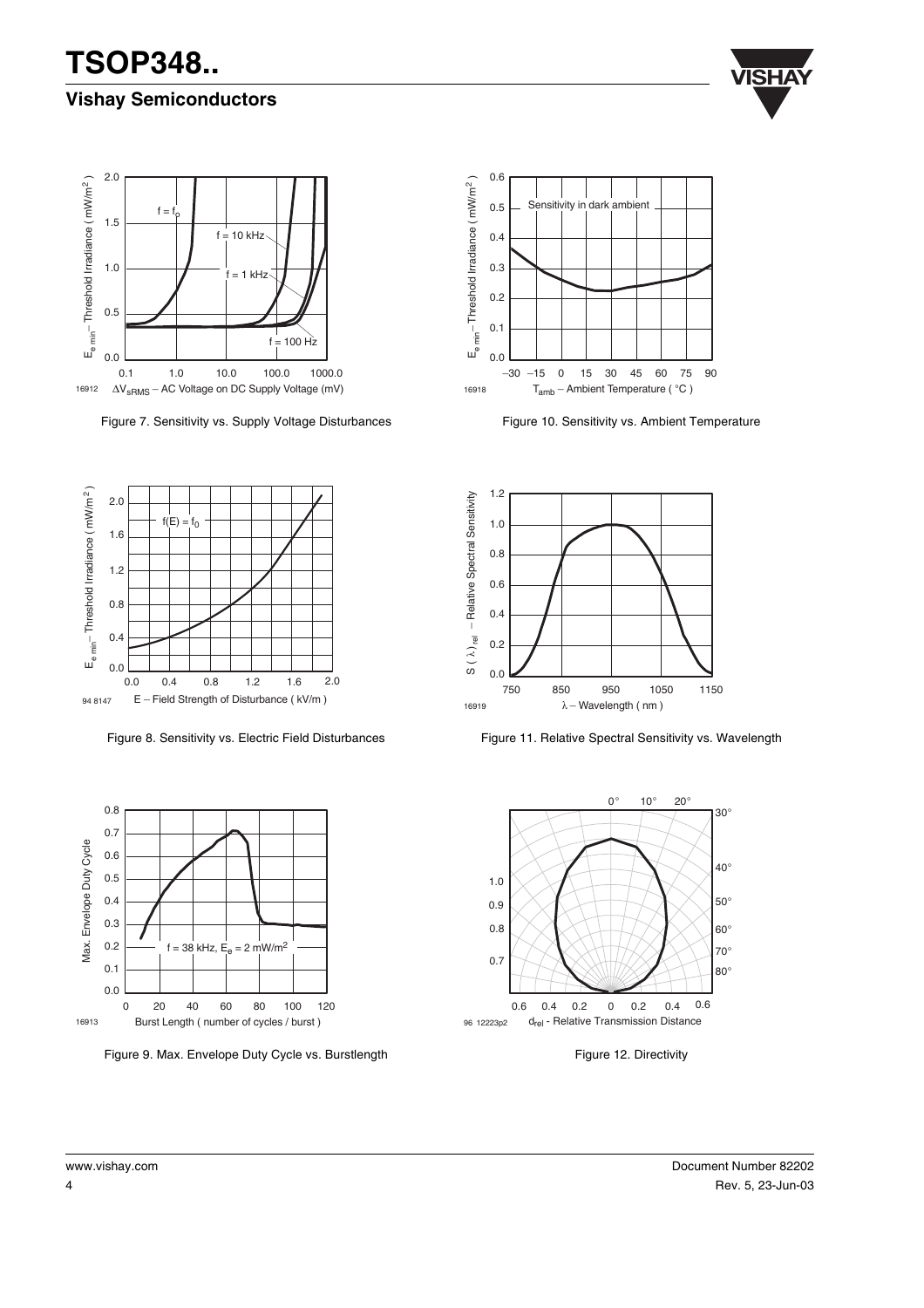E e min – Threshold Irradiance ( mW/m$^2$ )
2.0
1.5
1.0
0.5
0.0
$f = f_o$
f = 10 kHz
f = 1 kHz
f = 100 Hz
0.1 1.0 10.0 100.0 1000.0
16912 $\Delta V_{sRMS}$ – AC Voltage on DC Supply Voltage (mV)

Figure 7. Sensitivity vs. Supply Voltage Disturbances

E e min – Threshold Irradiance ( mW/m$^2$ )
0.6
0.5
0.4
0.3
0.2
0.1
0.0
Sensitivity in dark ambient
–30 –15 0 15 30 45 60 75 90
16918 $T_{amb}$ – Ambient Temperature ( °C )

Figure 10. Sensitivity vs. Ambient Temperature

E e min – Threshold Irradiance ( mW/m$^2$ )
2.0
1.6
1.2
0.8
0.4
0.0
$f(E) = f_0$
0.0 0.4 0.8 1.2 1.6 2.0
94 8147 E – Field Strength of Disturbance ( kV/m )

Figure 8. Sensitivity vs. Electric Field Disturbances

$S(\lambda)_{rel}$ – Relative Spectral Sensitivity
1.2
1.0
0.8
0.6
0.4
0.2
0.0
750 850 950 1050 1150
16919 $\lambda$ – Wavelength ( nm )

Figure 11. Relative Spectral Sensitivity vs. Wavelength

Max. Envelope Duty Cycle
0.8
0.7
0.6
0.5
0.4
0.3
0.2
0.1
0.0
f = 38 kHz, $E_e$ = 2 mW/m$^2$
0 20 40 60 80 100 120
16913 Burst Length ( number of cycles / burst )

Figure 9. Max. Envelope Duty Cycle vs. Burstlength

0° 10° 20°
30°
40°
50°
60°
70°
80°
1.0
0.9
0.8
0.7
0.6 0.4 0.2 0 0.2 0.4 0.6
96 12223p2 $d_{rel}$ - Relative Transmission Distance

Figure 12. Directivity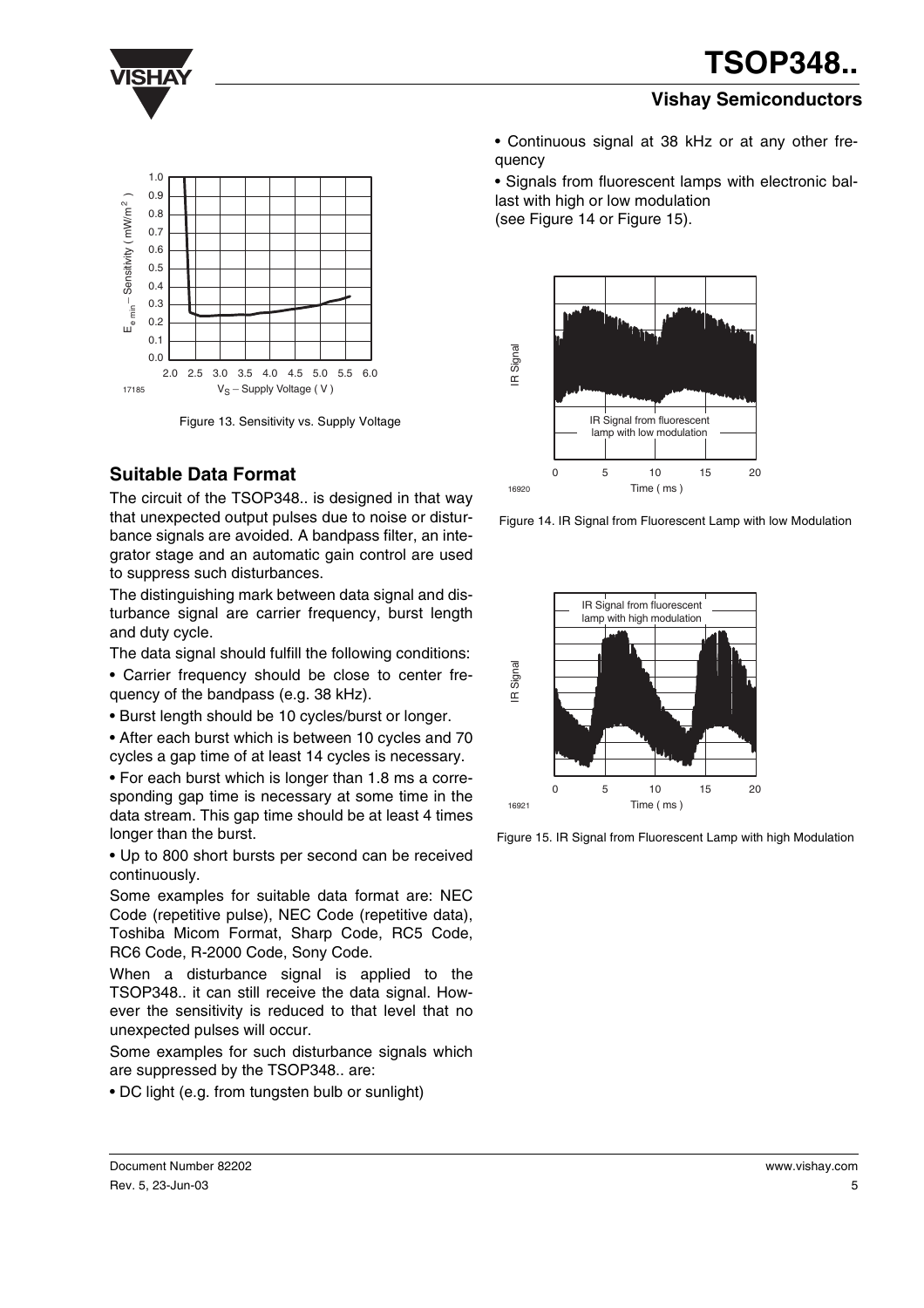1.0
0.9
0.8
0.7
0.6
0.5
0.4
0.3
0.2
0.1
0.0

$E_{e\ min}$ – Sensitivity ( mW/m$^2$ )

2.0 2.5 3.0 3.5 4.0 4.5 5.0 5.5 6.0

$V_S$ – Supply Voltage ( V )

17185

Figure 13. Sensitivity vs. Supply Voltage

## Suitable Data Format

The circuit of the TSOP348.. is designed in that way that unexpected output pulses due to noise or disturbance signals are avoided. A bandpass filter, an integrator stage and an automatic gain control are used to suppress such disturbances.

The distinguishing mark between data signal and disturbance signal are carrier frequency, burst length and duty cycle.

The data signal should fulfill the following conditions:

- Carrier frequency should be close to center frequency of the bandpass (e.g. 38 kHz).
- Burst length should be 10 cycles/burst or longer.
- After each burst which is between 10 cycles and 70 cycles a gap time of at least 14 cycles is necessary.
- For each burst which is longer than 1.8 ms a corresponding gap time is necessary at some time in the data stream. This gap time should be at least 4 times longer than the burst.
- Up to 800 short bursts per second can be received continuously.

Some examples for suitable data format are: NEC Code (repetitive pulse), NEC Code (repetitive data), Toshiba Micom Format, Sharp Code, RC5 Code, RC6 Code, R-2000 Code, Sony Code.

When a disturbance signal is applied to the TSOP348.. it can still receive the data signal. However the sensitivity is reduced to that level that no unexpected pulses will occur.

Some examples for such disturbance signals which are suppressed by the TSOP348.. are:

- DC light (e.g. from tungsten bulb or sunlight)
- Continuous signal at 38 kHz or at any other frequency
- Signals from fluorescent lamps with electronic ballast with high or low modulation (see Figure 14 or Figure 15).

IR Signal

IR Signal from fluorescent lamp with low modulation

0 5 10 15 20

Time ( ms )

16920

Figure 14. IR Signal from Fluorescent Lamp with low Modulation

IR Signal

IR Signal from fluorescent lamp with high modulation

0 5 10 15 20

Time ( ms )

16921

Figure 15. IR Signal from Fluorescent Lamp with high Modulation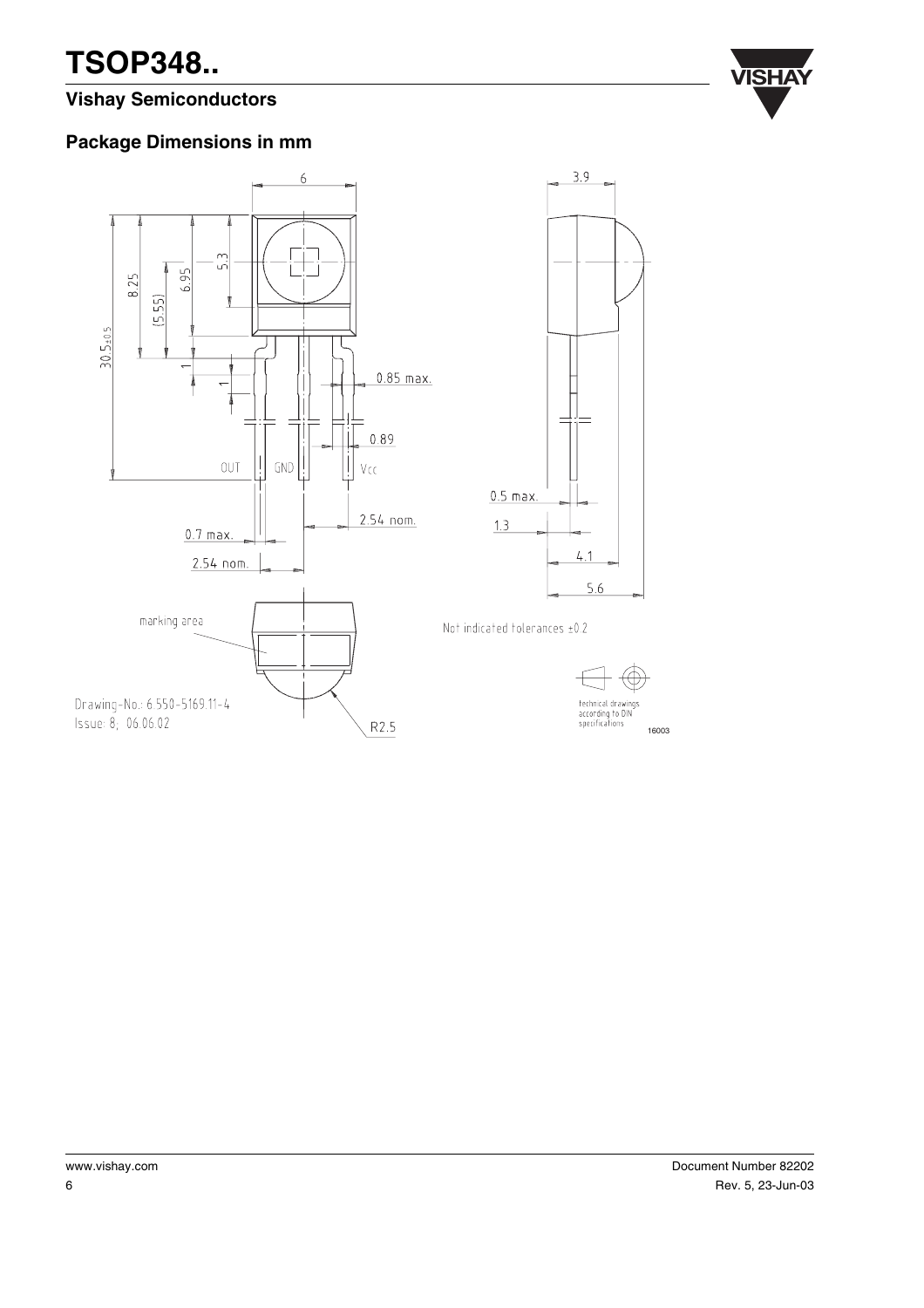## Package Dimensions in mm

6

3.9

8.25

(5.55)

6.95

5.3

30.5±0.5

1

1

0.85 max.

0.89

OUT

GND

Vcc

0.5 max.

1.3

2.54 nom.

0.7 max.

2.54 nom.

4.1

5.6

marking area

Not indicated tolerances ±0.2

Drawing-No.: 6.550-5169.11-4

Issue: 8; 06.06.02

R2.5

technical drawings according to DIN specifications

16003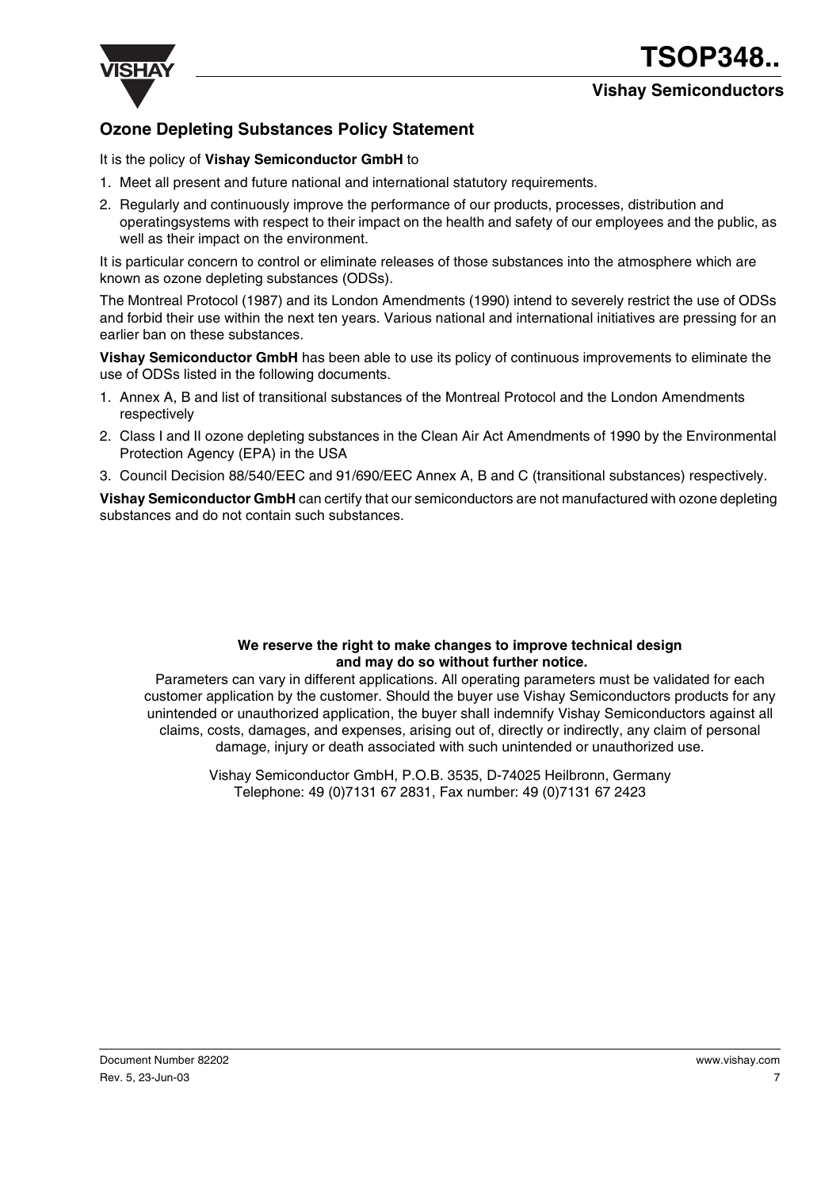## Ozone Depleting Substances Policy Statement

It is the policy of **Vishay Semiconductor GmbH** to

1. Meet all present and future national and international statutory requirements.
2. Regularly and continuously improve the performance of our products, processes, distribution and operatingsystems with respect to their impact on the health and safety of our employees and the public, as well as their impact on the environment.

It is particular concern to control or eliminate releases of those substances into the atmosphere which are known as ozone depleting substances (ODSs).

The Montreal Protocol (1987) and its London Amendments (1990) intend to severely restrict the use of ODSs and forbid their use within the next ten years. Various national and international initiatives are pressing for an earlier ban on these substances.

**Vishay Semiconductor GmbH** has been able to use its policy of continuous improvements to eliminate the use of ODSs listed in the following documents.

1. Annex A, B and list of transitional substances of the Montreal Protocol and the London Amendments respectively
2. Class I and II ozone depleting substances in the Clean Air Act Amendments of 1990 by the Environmental Protection Agency (EPA) in the USA
3. Council Decision 88/540/EEC and 91/690/EEC Annex A, B and C (transitional substances) respectively.

**Vishay Semiconductor GmbH** can certify that our semiconductors are not manufactured with ozone depleting substances and do not contain such substances.

**We reserve the right to make changes to improve technical design and may do so without further notice.**

Parameters can vary in different applications. All operating parameters must be validated for each customer application by the customer. Should the buyer use Vishay Semiconductors products for any unintended or unauthorized application, the buyer shall indemnify Vishay Semiconductors against all claims, costs, damages, and expenses, arising out of, directly or indirectly, any claim of personal damage, injury or death associated with such unintended or unauthorized use.

Vishay Semiconductor GmbH, P.O.B. 3535, D-74025 Heilbronn, Germany
Telephone: 49 (0)7131 67 2831, Fax number: 49 (0)7131 67 2423